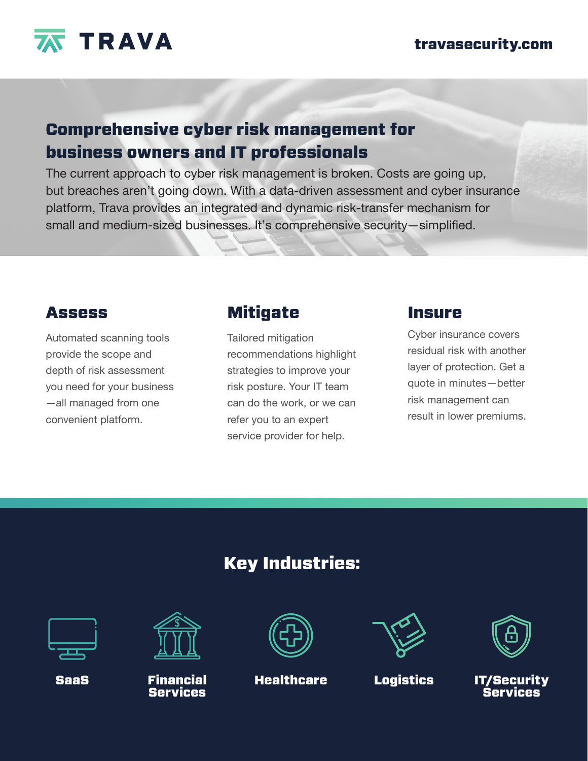TRAVA

travasecurity.com

# Comprehensive cyber risk management for business owners and IT professionals

The current approach to cyber risk management is broken. Costs are going up, but breaches aren't going down. With a data-driven assessment and cyber insurance platform, Trava provides an integrated and dynamic risk-transfer mechanism for small and medium-sized businesses. It's comprehensive security—simplified.

## Assess

Automated scanning tools provide the scope and depth of risk assessment you need for your business—all managed from one convenient platform.

## Mitigate

Tailored mitigation recommendations highlight strategies to improve your risk posture. Your IT team can do the work, or we can refer you to an expert service provider for help.

## Insure

Cyber insurance covers residual risk with another layer of protection. Get a quote in minutes—better risk management can result in lower premiums.

## Key Industries:

- SaaS
- Financial Services
- Healthcare
- Logistics
- IT/Security Services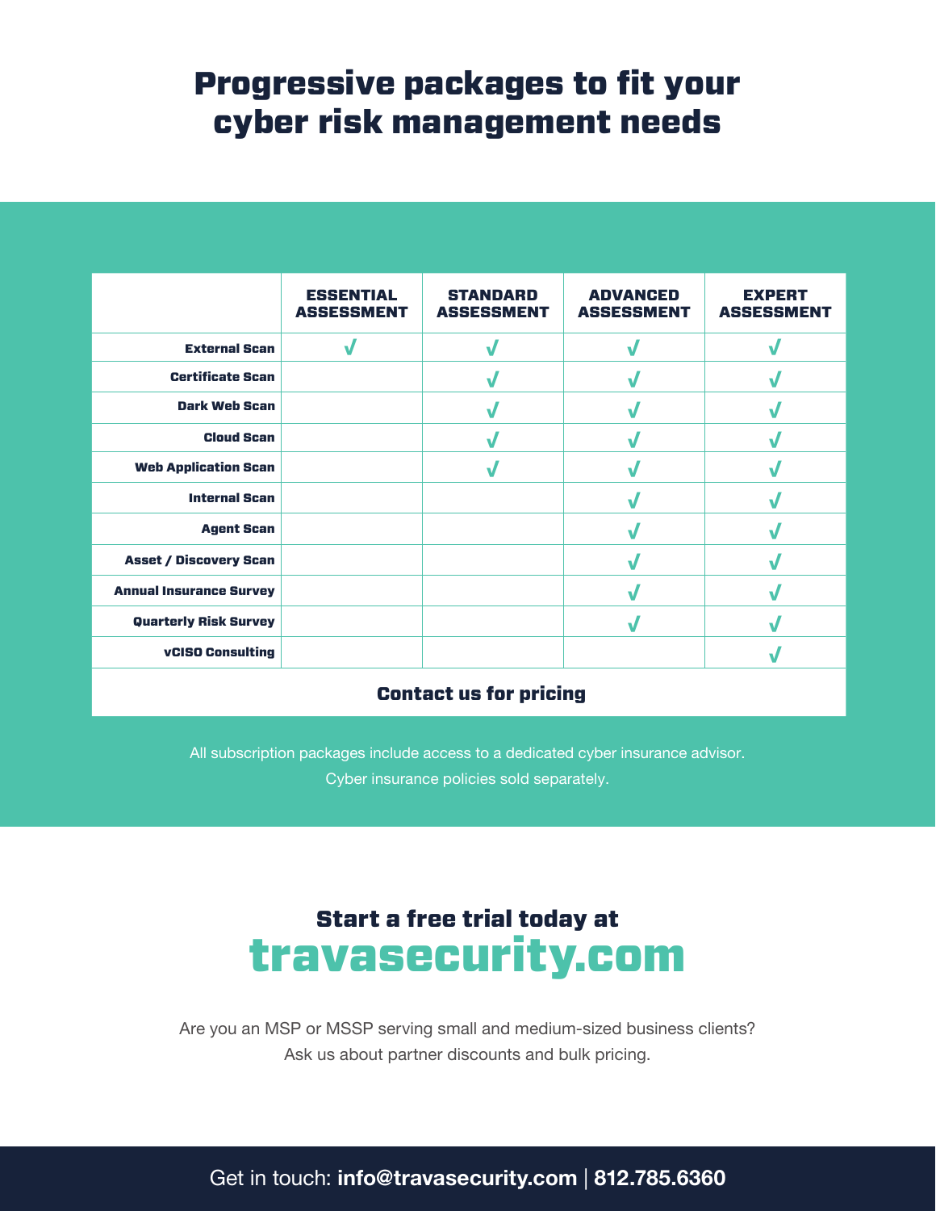# Progressive packages to fit your cyber risk management needs

| | ESSENTIAL ASSESSMENT | STANDARD ASSESSMENT | ADVANCED ASSESSMENT | EXPERT ASSESSMENT |
|---|---|---|---|---|
| **External Scan** | √ | √ | √ | √ |
| **Certificate Scan** | | √ | √ | √ |
| **Dark Web Scan** | | √ | √ | √ |
| **Cloud Scan** | | √ | √ | √ |
| **Web Application Scan** | | √ | √ | √ |
| **Internal Scan** | | | √ | √ |
| **Agent Scan** | | | √ | √ |
| **Asset / Discovery Scan** | | | √ | √ |
| **Annual Insurance Survey** | | | √ | √ |
| **Quarterly Risk Survey** | | | √ | √ |
| **vCISO Consulting** | | | | √ |
| **Contact us for pricing** | | | | |

All subscription packages include access to a dedicated cyber insurance advisor.
Cyber insurance policies sold separately.

## Start a free trial today at travasecurity.com

Are you an MSP or MSSP serving small and medium-sized business clients?
Ask us about partner discounts and bulk pricing.

Get in touch: **info@travasecurity.com** | **812.785.6360**